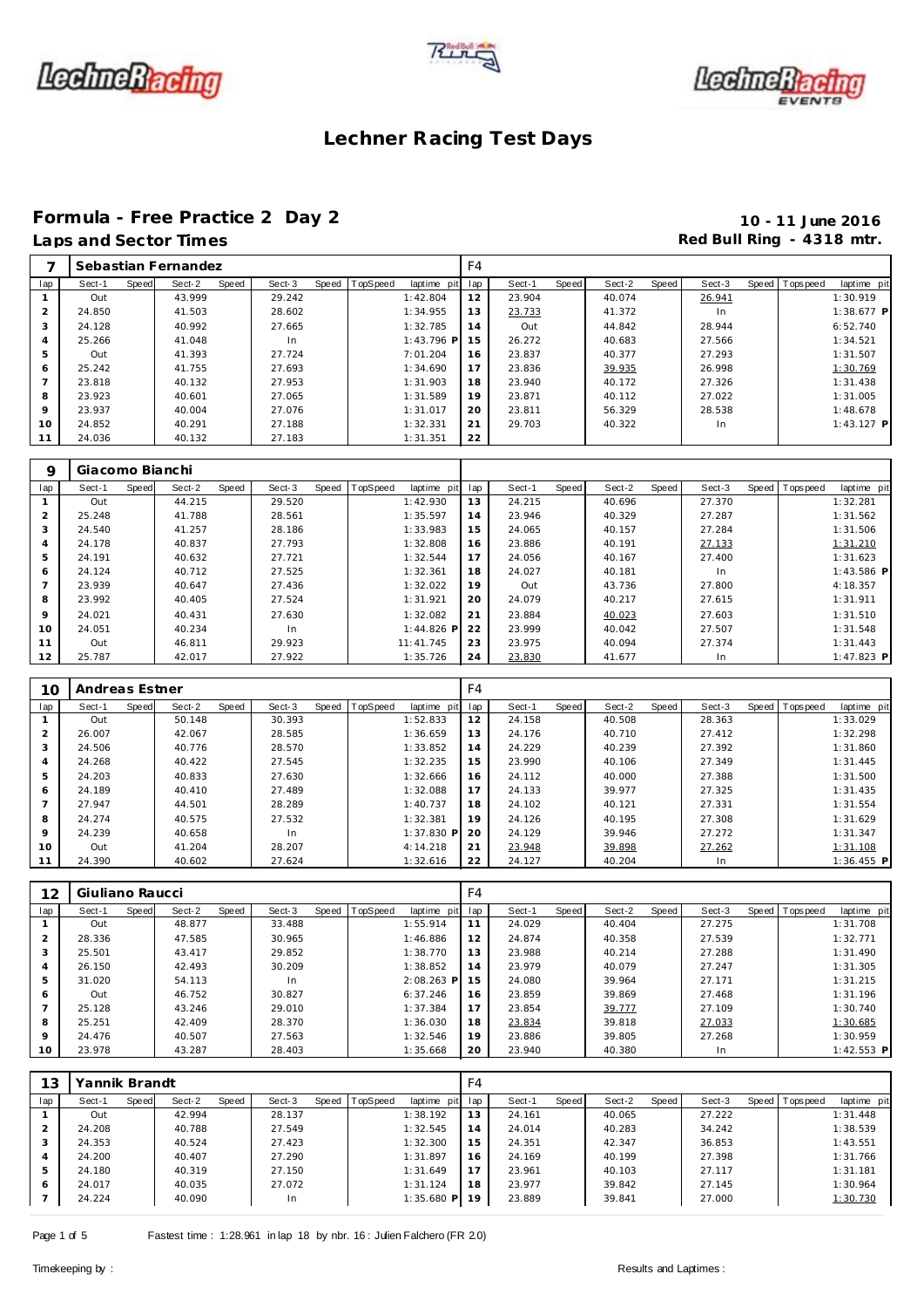# Lechner Racing Test Days

## Formula - Free Practice 2 Day 2

**Laps and Sector Times**

**10 - 11 June 2016**
**Red Bull Ring - 4318 mtr.**

| 7 | Sebastian Fernandez | | | | | | | | F4 | | | | | | | | |
|---|---|---|---|---|---|---|---|---|---|---|---|---|---|---|---|---|---|
| lap | Sect-1 | Speed | Sect-2 | Speed | Sect-3 | Speed | TopSpeed | laptime pit | lap | Sect-1 | Speed | Sect-2 | Speed | Sect-3 | Speed | Topspeed | laptime pit |
| 1 | Out | | 43.999 | | 29.242 | | | 1:42.804 | 12 | 23.904 | | 40.074 | | 26.941 | | | 1:30.919 |
| 2 | 24.850 | | 41.503 | | 28.602 | | | 1:34.955 | 13 | 23.733 | | 41.372 | | In | | | 1:38.677 P |
| 3 | 24.128 | | 40.992 | | 27.665 | | | 1:32.785 | 14 | Out | | 44.842 | | 28.944 | | | 6:52.740 |
| 4 | 25.266 | | 41.048 | | In | | | 1:43.796 P | 15 | 26.272 | | 40.683 | | 27.566 | | | 1:34.521 |
| 5 | Out | | 41.393 | | 27.724 | | | 7:01.204 | 16 | 23.837 | | 40.377 | | 27.293 | | | 1:31.507 |
| 6 | 25.242 | | 41.755 | | 27.693 | | | 1:34.690 | 17 | 23.836 | | 39.935 | | 26.998 | | | 1:30.769 |
| 7 | 23.818 | | 40.132 | | 27.953 | | | 1:31.903 | 18 | 23.940 | | 40.172 | | 27.326 | | | 1:31.438 |
| 8 | 23.923 | | 40.601 | | 27.065 | | | 1:31.589 | 19 | 23.871 | | 40.112 | | 27.022 | | | 1:31.005 |
| 9 | 23.937 | | 40.004 | | 27.076 | | | 1:31.017 | 20 | 23.811 | | 56.329 | | 28.538 | | | 1:48.678 |
| 10 | 24.852 | | 40.291 | | 27.188 | | | 1:32.331 | 21 | 29.703 | | 40.322 | | In | | | 1:43.127 P |
| 11 | 24.036 | | 40.132 | | 27.183 | | | 1:31.351 | 22 | | | | | | | | |

| 9 | Giacomo Bianchi | | | | | | | | | | | | | | | | |
|---|---|---|---|---|---|---|---|---|---|---|---|---|---|---|---|---|---|
| lap | Sect-1 | Speed | Sect-2 | Speed | Sect-3 | Speed | TopSpeed | laptime pit | lap | Sect-1 | Speed | Sect-2 | Speed | Sect-3 | Speed | Topspeed | laptime pit |
| 1 | Out | | 44.215 | | 29.520 | | | 1:42.930 | 13 | 24.215 | | 40.696 | | 27.370 | | | 1:32.281 |
| 2 | 25.248 | | 41.788 | | 28.561 | | | 1:35.597 | 14 | 23.946 | | 40.329 | | 27.287 | | | 1:31.562 |
| 3 | 24.540 | | 41.257 | | 28.186 | | | 1:33.983 | 15 | 24.065 | | 40.157 | | 27.284 | | | 1:31.506 |
| 4 | 24.178 | | 40.837 | | 27.793 | | | 1:32.808 | 16 | 23.886 | | 40.191 | | 27.133 | | | 1:31.210 |
| 5 | 24.191 | | 40.632 | | 27.721 | | | 1:32.544 | 17 | 24.056 | | 40.167 | | 27.400 | | | 1:31.623 |
| 6 | 24.124 | | 40.712 | | 27.525 | | | 1:32.361 | 18 | 24.027 | | 40.181 | | In | | | 1:43.586 P |
| 7 | 23.939 | | 40.647 | | 27.436 | | | 1:32.022 | 19 | Out | | 43.736 | | 27.800 | | | 4:18.357 |
| 8 | 23.992 | | 40.405 | | 27.524 | | | 1:31.921 | 20 | 24.079 | | 40.217 | | 27.615 | | | 1:31.911 |
| 9 | 24.021 | | 40.431 | | 27.630 | | | 1:32.082 | 21 | 23.884 | | 40.023 | | 27.603 | | | 1:31.510 |
| 10 | 24.051 | | 40.234 | | In | | | 1:44.826 P | 22 | 23.999 | | 40.042 | | 27.507 | | | 1:31.548 |
| 11 | Out | | 46.811 | | 29.923 | | | 11:41.745 | 23 | 23.975 | | 40.094 | | 27.374 | | | 1:31.443 |
| 12 | 25.787 | | 42.017 | | 27.922 | | | 1:35.726 | 24 | 23.830 | | 41.677 | | In | | | 1:47.823 P |

| 10 | Andreas Estner | | | | | | | | F4 | | | | | | | | |
|---|---|---|---|---|---|---|---|---|---|---|---|---|---|---|---|---|---|
| lap | Sect-1 | Speed | Sect-2 | Speed | Sect-3 | Speed | TopSpeed | laptime pit | lap | Sect-1 | Speed | Sect-2 | Speed | Sect-3 | Speed | Topspeed | laptime pit |
| 1 | Out | | 50.148 | | 30.393 | | | 1:52.833 | 12 | 24.158 | | 40.508 | | 28.363 | | | 1:33.029 |
| 2 | 26.007 | | 42.067 | | 28.585 | | | 1:36.659 | 13 | 24.176 | | 40.710 | | 27.412 | | | 1:32.298 |
| 3 | 24.506 | | 40.776 | | 28.570 | | | 1:33.852 | 14 | 24.229 | | 40.239 | | 27.392 | | | 1:31.860 |
| 4 | 24.268 | | 40.422 | | 27.545 | | | 1:32.235 | 15 | 23.990 | | 40.106 | | 27.349 | | | 1:31.445 |
| 5 | 24.203 | | 40.833 | | 27.630 | | | 1:32.666 | 16 | 24.112 | | 40.000 | | 27.388 | | | 1:31.500 |
| 6 | 24.189 | | 40.410 | | 27.489 | | | 1:32.088 | 17 | 24.133 | | 39.977 | | 27.325 | | | 1:31.435 |
| 7 | 27.947 | | 44.501 | | 28.289 | | | 1:40.737 | 18 | 24.102 | | 40.121 | | 27.331 | | | 1:31.554 |
| 8 | 24.274 | | 40.575 | | 27.532 | | | 1:32.381 | 19 | 24.126 | | 40.195 | | 27.308 | | | 1:31.629 |
| 9 | 24.239 | | 40.658 | | In | | | 1:37.830 P | 20 | 24.129 | | 39.946 | | 27.272 | | | 1:31.347 |
| 10 | Out | | 41.204 | | 28.207 | | | 4:14.218 | 21 | 23.948 | | 39.898 | | 27.262 | | | 1:31.108 |
| 11 | 24.390 | | 40.602 | | 27.624 | | | 1:32.616 | 22 | 24.127 | | 40.204 | | In | | | 1:36.455 P |

| 12 | Giuliano Raucci | | | | | | | | F4 | | | | | | | | |
|---|---|---|---|---|---|---|---|---|---|---|---|---|---|---|---|---|---|
| lap | Sect-1 | Speed | Sect-2 | Speed | Sect-3 | Speed | TopSpeed | laptime pit | lap | Sect-1 | Speed | Sect-2 | Speed | Sect-3 | Speed | Topspeed | laptime pit |
| 1 | Out | | 48.877 | | 33.488 | | | 1:55.914 | 11 | 24.029 | | 40.404 | | 27.275 | | | 1:31.708 |
| 2 | 28.336 | | 47.585 | | 30.965 | | | 1:46.886 | 12 | 24.874 | | 40.358 | | 27.539 | | | 1:32.771 |
| 3 | 25.501 | | 43.417 | | 29.852 | | | 1:38.770 | 13 | 23.988 | | 40.214 | | 27.288 | | | 1:31.490 |
| 4 | 26.150 | | 42.493 | | 30.209 | | | 1:38.852 | 14 | 23.979 | | 40.079 | | 27.247 | | | 1:31.305 |
| 5 | 31.020 | | 54.113 | | In | | | 2:08.263 P | 15 | 24.080 | | 39.964 | | 27.171 | | | 1:31.215 |
| 6 | Out | | 46.752 | | 30.827 | | | 6:37.246 | 16 | 23.859 | | 39.869 | | 27.468 | | | 1:31.196 |
| 7 | 25.128 | | 43.246 | | 29.010 | | | 1:37.384 | 17 | 23.854 | | 39.777 | | 27.109 | | | 1:30.740 |
| 8 | 25.251 | | 42.409 | | 28.370 | | | 1:36.030 | 18 | 23.834 | | 39.818 | | 27.033 | | | 1:30.685 |
| 9 | 24.476 | | 40.507 | | 27.563 | | | 1:32.546 | 19 | 23.886 | | 39.805 | | 27.268 | | | 1:30.959 |
| 10 | 23.978 | | 43.287 | | 28.403 | | | 1:35.668 | 20 | 23.940 | | 40.380 | | In | | | 1:42.553 P |

| 13 | Yannik Brandt | | | | | | | | F4 | | | | | | | | |
|---|---|---|---|---|---|---|---|---|---|---|---|---|---|---|---|---|---|
| lap | Sect-1 | Speed | Sect-2 | Speed | Sect-3 | Speed | TopSpeed | laptime pit | lap | Sect-1 | Speed | Sect-2 | Speed | Sect-3 | Speed | Topspeed | laptime pit |
| 1 | Out | | 42.994 | | 28.137 | | | 1:38.192 | 13 | 24.161 | | 40.065 | | 27.222 | | | 1:31.448 |
| 2 | 24.208 | | 40.788 | | 27.549 | | | 1:32.545 | 14 | 24.014 | | 40.283 | | 34.242 | | | 1:38.539 |
| 3 | 24.353 | | 40.524 | | 27.423 | | | 1:32.300 | 15 | 24.351 | | 42.347 | | 36.853 | | | 1:43.551 |
| 4 | 24.200 | | 40.407 | | 27.290 | | | 1:31.897 | 16 | 24.169 | | 40.199 | | 27.398 | | | 1:31.766 |
| 5 | 24.180 | | 40.319 | | 27.150 | | | 1:31.649 | 17 | 23.961 | | 40.103 | | 27.117 | | | 1:31.181 |
| 6 | 24.017 | | 40.035 | | 27.072 | | | 1:31.124 | 18 | 23.977 | | 39.842 | | 27.145 | | | 1:30.964 |
| 7 | 24.224 | | 40.090 | | In | | | 1:35.680 P | 19 | 23.889 | | 39.841 | | 27.000 | | | 1:30.730 |

Fastest time : 1:28.961 in lap 18 by nbr. 16 : Julien Falchero (FR 2.0)

Timekeeping by : 

Results and Laptimes :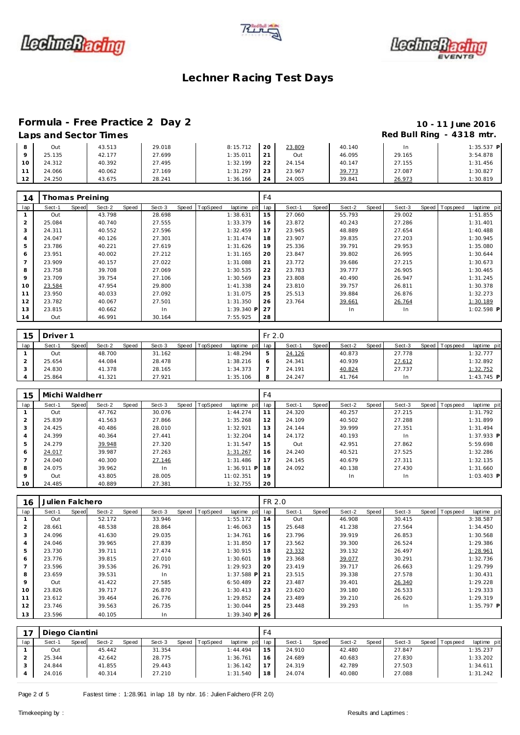# Lechner Racing Test Days

## Formula - Free Practice 2 Day 2

**10 - 11 June 2016**

### Laps and Sector Times

**Red Bull Ring - 4318 mtr.**

| lap | Sect-1 | Speed | Sect-2 | Speed | Sect-3 | Speed | TopSpeed | laptime pit | lap | Sect-1 | Speed | Sect-2 | Speed | Sect-3 | Speed | Topspeed | laptime pit |
|---|---|---|---|---|---|---|---|---|---|---|---|---|---|---|---|---|---|
| 8 | Out | | 43.513 | | 29.018 | | | 8:15.712 | 20 | 23.809 | | 40.140 | | In | | | 1:35.537 P |
| 9 | 25.135 | | 42.177 | | 27.699 | | | 1:35.011 | 21 | Out | | 46.095 | | 29.165 | | | 3:54.878 |
| 10 | 24.312 | | 40.392 | | 27.495 | | | 1:32.199 | 22 | 24.154 | | 40.147 | | 27.155 | | | 1:31.456 |
| 11 | 24.066 | | 40.062 | | 27.169 | | | 1:31.297 | 23 | 23.967 | | 39.773 | | 27.087 | | | 1:30.827 |
| 12 | 24.250 | | 43.675 | | 28.241 | | | 1:36.166 | 24 | 24.005 | | 39.841 | | 26.973 | | | 1:30.819 |

**14 Thomas Preining — F4**

| lap | Sect-1 | Speed | Sect-2 | Speed | Sect-3 | Speed | TopSpeed | laptime pit | lap | Sect-1 | Speed | Sect-2 | Speed | Sect-3 | Speed | Topspeed | laptime pit |
|---|---|---|---|---|---|---|---|---|---|---|---|---|---|---|---|---|---|
| 1 | Out | | 43.798 | | 28.698 | | | 1:38.631 | 15 | 27.060 | | 55.793 | | 29.002 | | | 1:51.855 |
| 2 | 25.084 | | 40.740 | | 27.555 | | | 1:33.379 | 16 | 23.872 | | 40.243 | | 27.286 | | | 1:31.401 |
| 3 | 24.311 | | 40.552 | | 27.596 | | | 1:32.459 | 17 | 23.945 | | 48.889 | | 27.654 | | | 1:40.488 |
| 4 | 24.047 | | 40.126 | | 27.301 | | | 1:31.474 | 18 | 23.907 | | 39.835 | | 27.203 | | | 1:30.945 |
| 5 | 23.786 | | 40.221 | | 27.619 | | | 1:31.626 | 19 | 25.336 | | 39.791 | | 29.953 | | | 1:35.080 |
| 6 | 23.951 | | 40.002 | | 27.212 | | | 1:31.165 | 20 | 23.847 | | 39.802 | | 26.995 | | | 1:30.644 |
| 7 | 23.909 | | 40.157 | | 27.022 | | | 1:31.088 | 21 | 23.772 | | 39.686 | | 27.215 | | | 1:30.673 |
| 8 | 23.758 | | 39.708 | | 27.069 | | | 1:30.535 | 22 | 23.783 | | 39.777 | | 26.905 | | | 1:30.465 |
| 9 | 23.709 | | 39.754 | | 27.106 | | | 1:30.569 | 23 | 23.808 | | 40.490 | | 26.947 | | | 1:31.245 |
| 10 | 23.584 | | 47.954 | | 29.800 | | | 1:41.338 | 24 | 23.810 | | 39.757 | | 26.811 | | | 1:30.378 |
| 11 | 23.950 | | 40.033 | | 27.092 | | | 1:31.075 | 25 | 25.513 | | 39.884 | | 26.876 | | | 1:32.273 |
| 12 | 23.782 | | 40.067 | | 27.501 | | | 1:31.350 | 26 | 23.764 | | 39.661 | | 26.764 | | | 1:30.189 |
| 13 | 23.815 | | 40.662 | | In | | | 1:39.340 P | 27 | | | In | | In | | | 1:02.598 P |
| 14 | Out | | 46.991 | | 30.164 | | | 7:55.925 | 28 | | | | | | | | |

**15 Driver 1 — Fr 2.0**

| lap | Sect-1 | Speed | Sect-2 | Speed | Sect-3 | Speed | TopSpeed | laptime pit | lap | Sect-1 | Speed | Sect-2 | Speed | Sect-3 | Speed | Topspeed | laptime pit |
|---|---|---|---|---|---|---|---|---|---|---|---|---|---|---|---|---|---|
| 1 | Out | | 48.700 | | 31.162 | | | 1:48.294 | 5 | 24.126 | | 40.873 | | 27.778 | | | 1:32.777 |
| 2 | 25.654 | | 44.084 | | 28.478 | | | 1:38.216 | 6 | 24.341 | | 40.939 | | 27.612 | | | 1:32.892 |
| 3 | 24.830 | | 41.378 | | 28.165 | | | 1:34.373 | 7 | 24.191 | | 40.824 | | 27.737 | | | 1:32.752 |
| 4 | 25.864 | | 41.321 | | 27.921 | | | 1:35.106 | 8 | 24.247 | | 41.764 | | In | | | 1:43.745 P |

**15 Michi Waldherr — F4**

| lap | Sect-1 | Speed | Sect-2 | Speed | Sect-3 | Speed | TopSpeed | laptime pit | lap | Sect-1 | Speed | Sect-2 | Speed | Sect-3 | Speed | Topspeed | laptime pit |
|---|---|---|---|---|---|---|---|---|---|---|---|---|---|---|---|---|---|
| 1 | Out | | 47.762 | | 30.076 | | | 1:44.274 | 11 | 24.320 | | 40.257 | | 27.215 | | | 1:31.792 |
| 2 | 25.839 | | 41.563 | | 27.866 | | | 1:35.268 | 12 | 24.109 | | 40.502 | | 27.288 | | | 1:31.899 |
| 3 | 24.425 | | 40.486 | | 28.010 | | | 1:32.921 | 13 | 24.144 | | 39.999 | | 27.351 | | | 1:31.494 |
| 4 | 24.399 | | 40.364 | | 27.441 | | | 1:32.204 | 14 | 24.172 | | 40.193 | | In | | | 1:37.933 P |
| 5 | 24.279 | | 39.948 | | 27.320 | | | 1:31.547 | 15 | Out | | 42.951 | | 27.862 | | | 5:59.698 |
| 6 | 24.017 | | 39.987 | | 27.263 | | | 1:31.267 | 16 | 24.240 | | 40.521 | | 27.525 | | | 1:32.286 |
| 7 | 24.040 | | 40.300 | | 27.146 | | | 1:31.486 | 17 | 24.145 | | 40.679 | | 27.311 | | | 1:32.135 |
| 8 | 24.075 | | 39.962 | | In | | | 1:36.911 P | 18 | 24.092 | | 40.138 | | 27.430 | | | 1:31.660 |
| 9 | Out | | 43.805 | | 28.005 | | | 11:02.351 | 19 | | | In | | In | | | 1:03.403 P |
| 10 | 24.485 | | 40.889 | | 27.381 | | | 1:32.755 | 20 | | | | | | | | |

**16 Julien Falchero — FR 2.0**

| lap | Sect-1 | Speed | Sect-2 | Speed | Sect-3 | Speed | TopSpeed | laptime pit | lap | Sect-1 | Speed | Sect-2 | Speed | Sect-3 | Speed | Topspeed | laptime pit |
|---|---|---|---|---|---|---|---|---|---|---|---|---|---|---|---|---|---|
| 1 | Out | | 52.172 | | 33.946 | | | 1:55.172 | 14 | Out | | 46.908 | | 30.415 | | | 3:38.587 |
| 2 | 28.661 | | 48.538 | | 28.864 | | | 1:46.063 | 15 | 25.648 | | 41.238 | | 27.564 | | | 1:34.450 |
| 3 | 24.096 | | 41.630 | | 29.035 | | | 1:34.761 | 16 | 23.796 | | 39.919 | | 26.853 | | | 1:30.568 |
| 4 | 24.046 | | 39.965 | | 27.839 | | | 1:31.850 | 17 | 23.562 | | 39.300 | | 26.524 | | | 1:29.386 |
| 5 | 23.730 | | 39.711 | | 27.474 | | | 1:30.915 | 18 | 23.332 | | 39.132 | | 26.497 | | | 1:28.961 |
| 6 | 23.776 | | 39.815 | | 27.010 | | | 1:30.601 | 19 | 23.368 | | 39.077 | | 30.291 | | | 1:32.736 |
| 7 | 23.596 | | 39.536 | | 26.791 | | | 1:29.923 | 20 | 23.419 | | 39.717 | | 26.663 | | | 1:29.799 |
| 8 | 23.659 | | 39.531 | | In | | | 1:37.588 P | 21 | 23.515 | | 39.338 | | 27.578 | | | 1:30.431 |
| 9 | Out | | 41.422 | | 27.585 | | | 6:50.489 | 22 | 23.487 | | 39.401 | | 26.340 | | | 1:29.228 |
| 10 | 23.826 | | 39.717 | | 26.870 | | | 1:30.413 | 23 | 23.620 | | 39.180 | | 26.533 | | | 1:29.333 |
| 11 | 23.612 | | 39.464 | | 26.776 | | | 1:29.852 | 24 | 23.489 | | 39.210 | | 26.620 | | | 1:29.319 |
| 12 | 23.746 | | 39.563 | | 26.735 | | | 1:30.044 | 25 | 23.448 | | 39.293 | | In | | | 1:35.797 P |
| 13 | 23.596 | | 40.105 | | In | | | 1:39.340 P | 26 | | | | | | | | |

**17 Diego Ciantini — F4**

| lap | Sect-1 | Speed | Sect-2 | Speed | Sect-3 | Speed | TopSpeed | laptime pit | lap | Sect-1 | Speed | Sect-2 | Speed | Sect-3 | Speed | Topspeed | laptime pit |
|---|---|---|---|---|---|---|---|---|---|---|---|---|---|---|---|---|---|
| 1 | Out | | 45.442 | | 31.354 | | | 1:44.494 | 15 | 24.910 | | 42.480 | | 27.847 | | | 1:35.237 |
| 2 | 25.344 | | 42.642 | | 28.775 | | | 1:36.761 | 16 | 24.689 | | 40.683 | | 27.830 | | | 1:33.202 |
| 3 | 24.844 | | 41.855 | | 29.443 | | | 1:36.142 | 17 | 24.319 | | 42.789 | | 27.503 | | | 1:34.611 |
| 4 | 24.016 | | 40.314 | | 27.210 | | | 1:31.540 | 18 | 24.074 | | 40.080 | | 27.088 | | | 1:31.242 |

Fastest time : 1:28.961 in lap 18 by nbr. 16 : Julien Falchero (FR 2.0)

Timekeeping by : Results and Laptimes :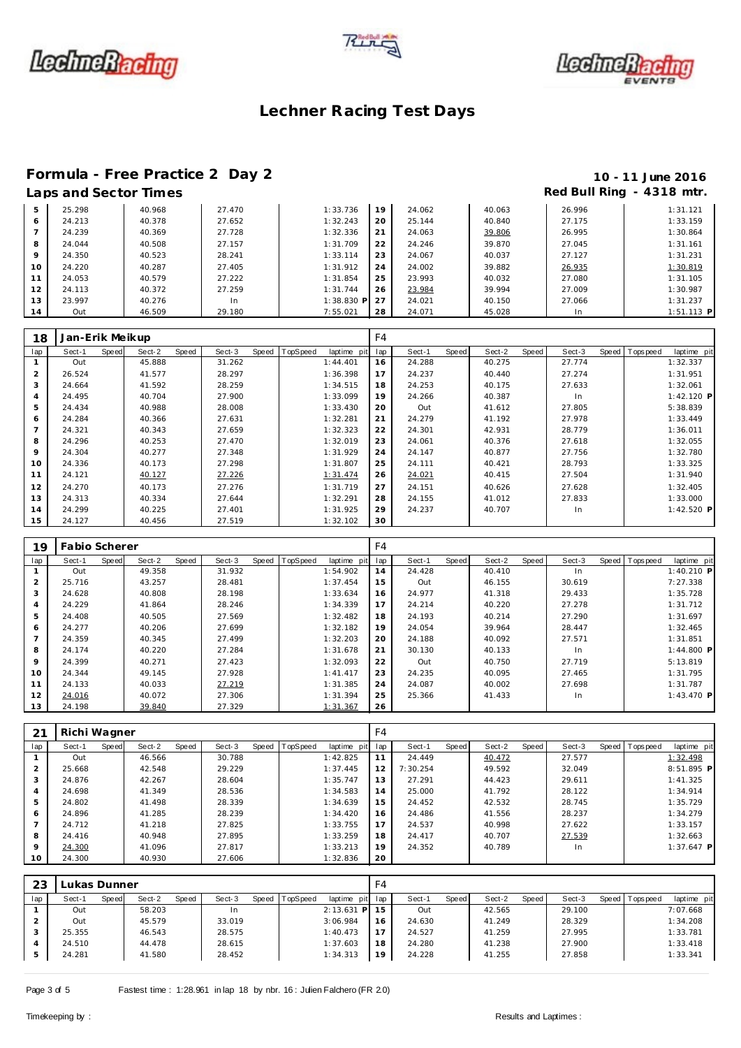# Lechner Racing Test Days

## Formula - Free Practice 2 Day 2

**10 - 11 June 2016**

### Laps and Sector Times

**Red Bull Ring - 4318 mtr.**

| lap | Sect-1 | Speed | Sect-2 | Speed | Sect-3 | Speed | TopSpeed | laptime pit | lap | Sect-1 | Speed | Sect-2 | Speed | Sect-3 | Speed | Topspeed | laptime pit |
|---|---|---|---|---|---|---|---|---|---|---|---|---|---|---|---|---|---|
| 5 | 25.298 | | 40.968 | | 27.470 | | | 1:33.736 | 19 | 24.062 | | 40.063 | | 26.996 | | | 1:31.121 |
| 6 | 24.213 | | 40.378 | | 27.652 | | | 1:32.243 | 20 | 25.144 | | 40.840 | | 27.175 | | | 1:33.159 |
| 7 | 24.239 | | 40.369 | | 27.728 | | | 1:32.336 | 21 | 24.063 | | 39.806 | | 26.995 | | | 1:30.864 |
| 8 | 24.044 | | 40.508 | | 27.157 | | | 1:31.709 | 22 | 24.246 | | 39.870 | | 27.045 | | | 1:31.161 |
| 9 | 24.350 | | 40.523 | | 28.241 | | | 1:33.114 | 23 | 24.067 | | 40.037 | | 27.127 | | | 1:31.231 |
| 10 | 24.220 | | 40.287 | | 27.405 | | | 1:31.912 | 24 | 24.002 | | 39.882 | | 26.935 | | | 1:30.819 |
| 11 | 24.053 | | 40.579 | | 27.222 | | | 1:31.854 | 25 | 23.993 | | 40.032 | | 27.080 | | | 1:31.105 |
| 12 | 24.113 | | 40.372 | | 27.259 | | | 1:31.744 | 26 | 23.984 | | 39.994 | | 27.009 | | | 1:30.987 |
| 13 | 23.997 | | 40.276 | | In | | | 1:38.830 P | 27 | 24.021 | | 40.150 | | 27.066 | | | 1:31.237 |
| 14 | Out | | 46.509 | | 29.180 | | | 7:55.021 | 28 | 24.071 | | 45.028 | | In | | | 1:51.113 P |

**18 Jan-Erik Meikup** — F4

| lap | Sect-1 | Speed | Sect-2 | Speed | Sect-3 | Speed | TopSpeed | laptime pit | lap | Sect-1 | Speed | Sect-2 | Speed | Sect-3 | Speed | Topspeed | laptime pit |
|---|---|---|---|---|---|---|---|---|---|---|---|---|---|---|---|---|---|
| 1 | Out | | 45.888 | | 31.262 | | | 1:44.401 | 16 | 24.288 | | 40.275 | | 27.774 | | | 1:32.337 |
| 2 | 26.524 | | 41.577 | | 28.297 | | | 1:36.398 | 17 | 24.237 | | 40.440 | | 27.274 | | | 1:31.951 |
| 3 | 24.664 | | 41.592 | | 28.259 | | | 1:34.515 | 18 | 24.253 | | 40.175 | | 27.633 | | | 1:32.061 |
| 4 | 24.495 | | 40.704 | | 27.900 | | | 1:33.099 | 19 | 24.266 | | 40.387 | | In | | | 1:42.120 P |
| 5 | 24.434 | | 40.988 | | 28.008 | | | 1:33.430 | 20 | Out | | 41.612 | | 27.805 | | | 5:38.839 |
| 6 | 24.284 | | 40.366 | | 27.631 | | | 1:32.281 | 21 | 24.279 | | 41.192 | | 27.978 | | | 1:33.449 |
| 7 | 24.321 | | 40.343 | | 27.659 | | | 1:32.323 | 22 | 24.301 | | 42.931 | | 28.779 | | | 1:36.011 |
| 8 | 24.296 | | 40.253 | | 27.470 | | | 1:32.019 | 23 | 24.061 | | 40.376 | | 27.618 | | | 1:32.055 |
| 9 | 24.304 | | 40.277 | | 27.348 | | | 1:31.929 | 24 | 24.147 | | 40.877 | | 27.756 | | | 1:32.780 |
| 10 | 24.336 | | 40.173 | | 27.298 | | | 1:31.807 | 25 | 24.111 | | 40.421 | | 28.793 | | | 1:33.325 |
| 11 | 24.121 | | 40.127 | | 27.226 | | | 1:31.474 | 26 | 24.021 | | 40.415 | | 27.504 | | | 1:31.940 |
| 12 | 24.270 | | 40.173 | | 27.276 | | | 1:31.719 | 27 | 24.151 | | 40.626 | | 27.628 | | | 1:32.405 |
| 13 | 24.313 | | 40.334 | | 27.644 | | | 1:32.291 | 28 | 24.155 | | 41.012 | | 27.833 | | | 1:33.000 |
| 14 | 24.299 | | 40.225 | | 27.401 | | | 1:31.925 | 29 | 24.237 | | 40.707 | | In | | | 1:42.520 P |
| 15 | 24.127 | | 40.456 | | 27.519 | | | 1:32.102 | 30 | | | | | | | | |

**19 Fabio Scherer** — F4

| lap | Sect-1 | Speed | Sect-2 | Speed | Sect-3 | Speed | TopSpeed | laptime pit | lap | Sect-1 | Speed | Sect-2 | Speed | Sect-3 | Speed | Topspeed | laptime pit |
|---|---|---|---|---|---|---|---|---|---|---|---|---|---|---|---|---|---|
| 1 | Out | | 49.358 | | 31.932 | | | 1:54.902 | 14 | 24.428 | | 40.410 | | In | | | 1:40.210 P |
| 2 | 25.716 | | 43.257 | | 28.481 | | | 1:37.454 | 15 | Out | | 46.155 | | 30.619 | | | 7:27.338 |
| 3 | 24.628 | | 40.808 | | 28.198 | | | 1:33.634 | 16 | 24.977 | | 41.318 | | 29.433 | | | 1:35.728 |
| 4 | 24.229 | | 41.864 | | 28.246 | | | 1:34.339 | 17 | 24.214 | | 40.220 | | 27.278 | | | 1:31.712 |
| 5 | 24.408 | | 40.505 | | 27.569 | | | 1:32.482 | 18 | 24.193 | | 40.214 | | 27.290 | | | 1:31.697 |
| 6 | 24.277 | | 40.206 | | 27.699 | | | 1:32.182 | 19 | 24.054 | | 39.964 | | 28.447 | | | 1:32.465 |
| 7 | 24.359 | | 40.345 | | 27.499 | | | 1:32.203 | 20 | 24.188 | | 40.092 | | 27.571 | | | 1:31.851 |
| 8 | 24.174 | | 40.220 | | 27.284 | | | 1:31.678 | 21 | 30.130 | | 40.133 | | In | | | 1:44.800 P |
| 9 | 24.399 | | 40.271 | | 27.423 | | | 1:32.093 | 22 | Out | | 40.750 | | 27.719 | | | 5:13.819 |
| 10 | 24.344 | | 49.145 | | 27.928 | | | 1:41.417 | 23 | 24.235 | | 40.095 | | 27.465 | | | 1:31.795 |
| 11 | 24.133 | | 40.033 | | 27.219 | | | 1:31.385 | 24 | 24.087 | | 40.002 | | 27.698 | | | 1:31.787 |
| 12 | 24.016 | | 40.072 | | 27.306 | | | 1:31.394 | 25 | 25.366 | | 41.433 | | In | | | 1:43.470 P |
| 13 | 24.198 | | 39.840 | | 27.329 | | | 1:31.367 | 26 | | | | | | | | |

**21 Richi Wagner** — F4

| lap | Sect-1 | Speed | Sect-2 | Speed | Sect-3 | Speed | TopSpeed | laptime pit | lap | Sect-1 | Speed | Sect-2 | Speed | Sect-3 | Speed | Topspeed | laptime pit |
|---|---|---|---|---|---|---|---|---|---|---|---|---|---|---|---|---|---|
| 1 | Out | | 46.566 | | 30.788 | | | 1:42.825 | 11 | 24.449 | | 40.472 | | 27.577 | | | 1:32.498 |
| 2 | 25.668 | | 42.548 | | 29.229 | | | 1:37.445 | 12 | 7:30.254 | | 49.592 | | 32.049 | | | 8:51.895 P |
| 3 | 24.876 | | 42.267 | | 28.604 | | | 1:35.747 | 13 | 27.291 | | 44.423 | | 29.611 | | | 1:41.325 |
| 4 | 24.698 | | 41.349 | | 28.536 | | | 1:34.583 | 14 | 25.000 | | 41.792 | | 28.122 | | | 1:34.914 |
| 5 | 24.802 | | 41.498 | | 28.339 | | | 1:34.639 | 15 | 24.452 | | 42.532 | | 28.745 | | | 1:35.729 |
| 6 | 24.896 | | 41.285 | | 28.239 | | | 1:34.420 | 16 | 24.486 | | 41.556 | | 28.237 | | | 1:34.279 |
| 7 | 24.712 | | 41.218 | | 27.825 | | | 1:33.755 | 17 | 24.537 | | 40.998 | | 27.622 | | | 1:33.157 |
| 8 | 24.416 | | 40.948 | | 27.895 | | | 1:33.259 | 18 | 24.417 | | 40.707 | | 27.539 | | | 1:32.663 |
| 9 | 24.300 | | 41.096 | | 27.817 | | | 1:33.213 | 19 | 24.352 | | 40.789 | | In | | | 1:37.647 P |
| 10 | 24.300 | | 40.930 | | 27.606 | | | 1:32.836 | 20 | | | | | | | | |

**23 Lukas Dunner** — F4

| lap | Sect-1 | Speed | Sect-2 | Speed | Sect-3 | Speed | TopSpeed | laptime pit | lap | Sect-1 | Speed | Sect-2 | Speed | Sect-3 | Speed | Topspeed | laptime pit |
|---|---|---|---|---|---|---|---|---|---|---|---|---|---|---|---|---|---|
| 1 | Out | | 58.203 | | In | | | 2:13.631 P | 15 | Out | | 42.565 | | 29.100 | | | 7:07.668 |
| 2 | Out | | 45.579 | | 33.019 | | | 3:06.984 | 16 | 24.630 | | 41.249 | | 28.329 | | | 1:34.208 |
| 3 | 25.355 | | 46.543 | | 28.575 | | | 1:40.473 | 17 | 24.527 | | 41.259 | | 27.995 | | | 1:33.781 |
| 4 | 24.510 | | 44.478 | | 28.615 | | | 1:37.603 | 18 | 24.280 | | 41.238 | | 27.900 | | | 1:33.418 |
| 5 | 24.281 | | 41.580 | | 28.452 | | | 1:34.313 | 19 | 24.228 | | 41.255 | | 27.858 | | | 1:33.341 |

Fastest time : 1:28.961 in lap 18 by nbr. 16 : Julien Falchero (FR 2.0)

Timekeeping by :

Results and Laptimes :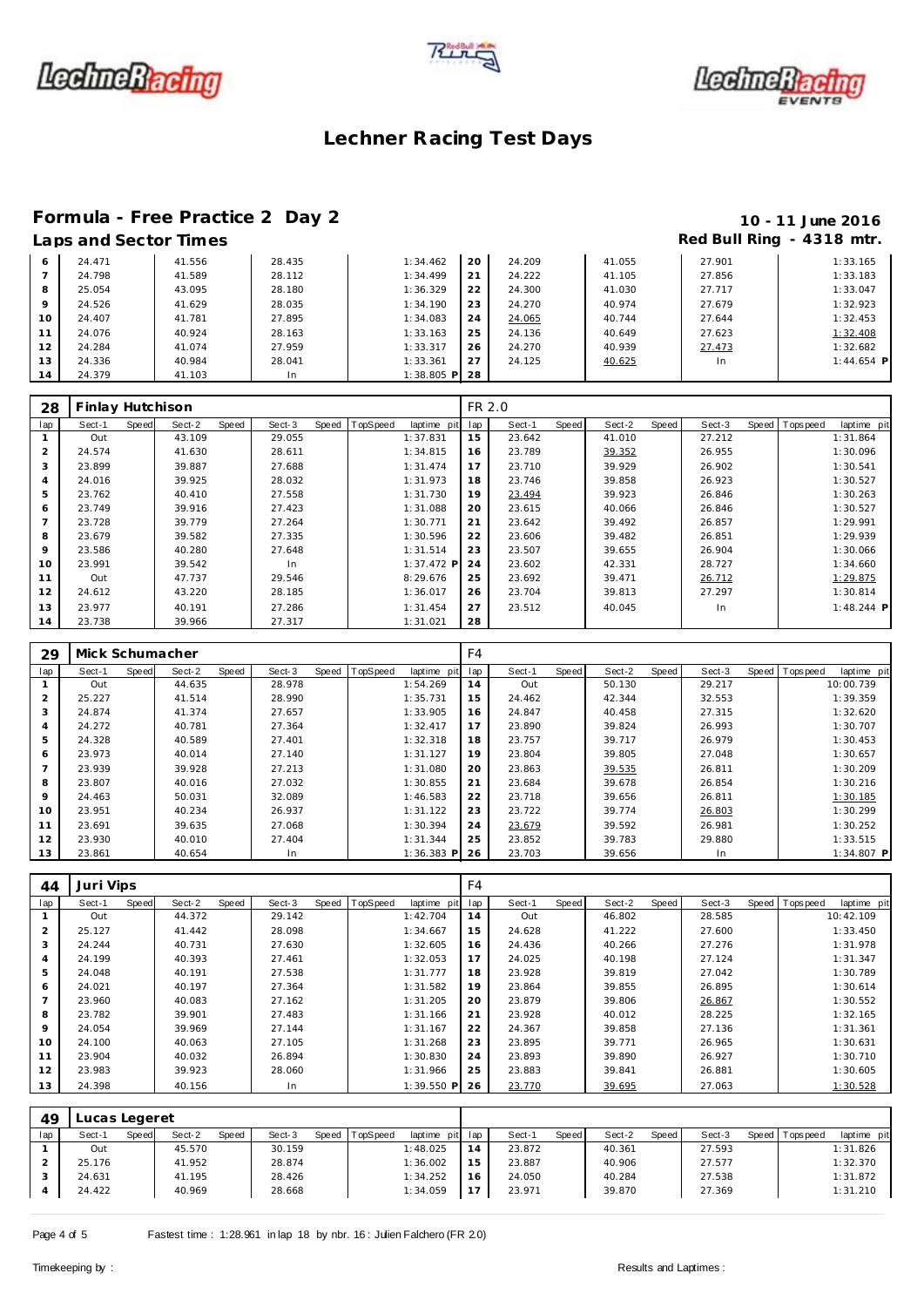# Lechner Racing Test Days

## Formula - Free Practice 2 Day 2

**10 - 11 June 2016**

### Laps and Sector Times

**Red Bull Ring - 4318 mtr.**

| lap | Sect-1 | Speed | Sect-2 | Speed | Sect-3 | Speed | TopSpeed | laptime pit | lap | Sect-1 | Speed | Sect-2 | Speed | Sect-3 | Speed | Topspeed | laptime pit |
|---|---|---|---|---|---|---|---|---|---|---|---|---|---|---|---|---|---|
| 6 | 24.471 | | 41.556 | | 28.435 | | | 1:34.462 | 20 | 24.209 | | 41.055 | | 27.901 | | | 1:33.165 |
| 7 | 24.798 | | 41.589 | | 28.112 | | | 1:34.499 | 21 | 24.222 | | 41.105 | | 27.856 | | | 1:33.183 |
| 8 | 25.054 | | 43.095 | | 28.180 | | | 1:36.329 | 22 | 24.300 | | 41.030 | | 27.717 | | | 1:33.047 |
| 9 | 24.526 | | 41.629 | | 28.035 | | | 1:34.190 | 23 | 24.270 | | 40.974 | | 27.679 | | | 1:32.923 |
| 10 | 24.407 | | 41.781 | | 27.895 | | | 1:34.083 | 24 | 24.065 | | 40.744 | | 27.644 | | | 1:32.453 |
| 11 | 24.076 | | 40.924 | | 28.163 | | | 1:33.163 | 25 | 24.136 | | 40.649 | | 27.623 | | | 1:32.408 |
| 12 | 24.284 | | 41.074 | | 27.959 | | | 1:33.317 | 26 | 24.270 | | 40.939 | | 27.473 | | | 1:32.682 |
| 13 | 24.336 | | 40.984 | | 28.041 | | | 1:33.361 | 27 | 24.125 | | 40.625 | | In | | | 1:44.654 P |
| 14 | 24.379 | | 41.103 | | In | | | 1:38.805 P | 28 | | | | | | | | |

**28 Finlay Hutchison** — FR 2.0

| lap | Sect-1 | Speed | Sect-2 | Speed | Sect-3 | Speed | TopSpeed | laptime pit | lap | Sect-1 | Speed | Sect-2 | Speed | Sect-3 | Speed | Topspeed | laptime pit |
|---|---|---|---|---|---|---|---|---|---|---|---|---|---|---|---|---|---|
| 1 | Out | | 43.109 | | 29.055 | | | 1:37.831 | 15 | 23.642 | | 41.010 | | 27.212 | | | 1:31.864 |
| 2 | 24.574 | | 41.630 | | 28.611 | | | 1:34.815 | 16 | 23.789 | | 39.352 | | 26.955 | | | 1:30.096 |
| 3 | 23.899 | | 39.887 | | 27.688 | | | 1:31.474 | 17 | 23.710 | | 39.929 | | 26.902 | | | 1:30.541 |
| 4 | 24.016 | | 39.925 | | 28.032 | | | 1:31.973 | 18 | 23.746 | | 39.858 | | 26.923 | | | 1:30.527 |
| 5 | 23.762 | | 40.410 | | 27.558 | | | 1:31.730 | 19 | 23.494 | | 39.923 | | 26.846 | | | 1:30.263 |
| 6 | 23.749 | | 39.916 | | 27.423 | | | 1:31.088 | 20 | 23.615 | | 40.066 | | 26.846 | | | 1:30.527 |
| 7 | 23.728 | | 39.779 | | 27.264 | | | 1:30.771 | 21 | 23.642 | | 39.492 | | 26.857 | | | 1:29.991 |
| 8 | 23.679 | | 39.582 | | 27.335 | | | 1:30.596 | 22 | 23.606 | | 39.482 | | 26.851 | | | 1:29.939 |
| 9 | 23.586 | | 40.280 | | 27.648 | | | 1:31.514 | 23 | 23.507 | | 39.655 | | 26.904 | | | 1:30.066 |
| 10 | 23.991 | | 39.542 | | In | | | 1:37.472 P | 24 | 23.602 | | 42.331 | | 28.727 | | | 1:34.660 |
| 11 | Out | | 47.737 | | 29.546 | | | 8:29.676 | 25 | 23.692 | | 39.471 | | 26.712 | | | 1:29.875 |
| 12 | 24.612 | | 43.220 | | 28.185 | | | 1:36.017 | 26 | 23.704 | | 39.813 | | 27.297 | | | 1:30.814 |
| 13 | 23.977 | | 40.191 | | 27.286 | | | 1:31.454 | 27 | 23.512 | | 40.045 | | In | | | 1:48.244 P |
| 14 | 23.738 | | 39.966 | | 27.317 | | | 1:31.021 | 28 | | | | | | | | |

**29 Mick Schumacher** — F4

| lap | Sect-1 | Speed | Sect-2 | Speed | Sect-3 | Speed | TopSpeed | laptime pit | lap | Sect-1 | Speed | Sect-2 | Speed | Sect-3 | Speed | Topspeed | laptime pit |
|---|---|---|---|---|---|---|---|---|---|---|---|---|---|---|---|---|---|
| 1 | Out | | 44.635 | | 28.978 | | | 1:54.269 | 14 | Out | | 50.130 | | 29.217 | | | 10:00.739 |
| 2 | 25.227 | | 41.514 | | 28.990 | | | 1:35.731 | 15 | 24.462 | | 42.344 | | 32.553 | | | 1:39.359 |
| 3 | 24.874 | | 41.374 | | 27.657 | | | 1:33.905 | 16 | 24.847 | | 40.458 | | 27.315 | | | 1:32.620 |
| 4 | 24.272 | | 40.781 | | 27.364 | | | 1:32.417 | 17 | 23.890 | | 39.824 | | 26.993 | | | 1:30.707 |
| 5 | 24.328 | | 40.589 | | 27.401 | | | 1:32.318 | 18 | 23.757 | | 39.717 | | 26.979 | | | 1:30.453 |
| 6 | 23.973 | | 40.014 | | 27.140 | | | 1:31.127 | 19 | 23.804 | | 39.805 | | 27.048 | | | 1:30.657 |
| 7 | 23.939 | | 39.928 | | 27.213 | | | 1:31.080 | 20 | 23.863 | | 39.535 | | 26.811 | | | 1:30.209 |
| 8 | 23.807 | | 40.016 | | 27.032 | | | 1:30.855 | 21 | 23.684 | | 39.678 | | 26.854 | | | 1:30.216 |
| 9 | 24.463 | | 50.031 | | 32.089 | | | 1:46.583 | 22 | 23.718 | | 39.656 | | 26.811 | | | 1:30.185 |
| 10 | 23.951 | | 40.234 | | 26.937 | | | 1:31.122 | 23 | 23.722 | | 39.774 | | 26.803 | | | 1:30.299 |
| 11 | 23.691 | | 39.635 | | 27.068 | | | 1:30.394 | 24 | 23.679 | | 39.592 | | 26.981 | | | 1:30.252 |
| 12 | 23.930 | | 40.010 | | 27.404 | | | 1:31.344 | 25 | 23.852 | | 39.783 | | 29.880 | | | 1:33.515 |
| 13 | 23.861 | | 40.654 | | In | | | 1:36.383 P | 26 | 23.703 | | 39.656 | | In | | | 1:34.807 P |

**44 Juri Vips** — F4

| lap | Sect-1 | Speed | Sect-2 | Speed | Sect-3 | Speed | TopSpeed | laptime pit | lap | Sect-1 | Speed | Sect-2 | Speed | Sect-3 | Speed | Topspeed | laptime pit |
|---|---|---|---|---|---|---|---|---|---|---|---|---|---|---|---|---|---|
| 1 | Out | | 44.372 | | 29.142 | | | 1:42.704 | 14 | Out | | 46.802 | | 28.585 | | | 10:42.109 |
| 2 | 25.127 | | 41.442 | | 28.098 | | | 1:34.667 | 15 | 24.628 | | 41.222 | | 27.600 | | | 1:33.450 |
| 3 | 24.244 | | 40.731 | | 27.630 | | | 1:32.605 | 16 | 24.436 | | 40.266 | | 27.276 | | | 1:31.978 |
| 4 | 24.199 | | 40.393 | | 27.461 | | | 1:32.053 | 17 | 24.025 | | 40.198 | | 27.124 | | | 1:31.347 |
| 5 | 24.048 | | 40.191 | | 27.538 | | | 1:31.777 | 18 | 23.928 | | 39.819 | | 27.042 | | | 1:30.789 |
| 6 | 24.021 | | 40.197 | | 27.364 | | | 1:31.582 | 19 | 23.864 | | 39.855 | | 26.895 | | | 1:30.614 |
| 7 | 23.960 | | 40.083 | | 27.162 | | | 1:31.205 | 20 | 23.879 | | 39.806 | | 26.867 | | | 1:30.552 |
| 8 | 23.782 | | 39.901 | | 27.483 | | | 1:31.166 | 21 | 23.928 | | 40.012 | | 28.225 | | | 1:32.165 |
| 9 | 24.054 | | 39.969 | | 27.144 | | | 1:31.167 | 22 | 24.367 | | 39.858 | | 27.136 | | | 1:31.361 |
| 10 | 24.100 | | 40.063 | | 27.105 | | | 1:31.268 | 23 | 23.895 | | 39.771 | | 26.965 | | | 1:30.631 |
| 11 | 23.904 | | 40.032 | | 26.894 | | | 1:30.830 | 24 | 23.893 | | 39.890 | | 26.927 | | | 1:30.710 |
| 12 | 23.983 | | 39.923 | | 28.060 | | | 1:31.966 | 25 | 23.883 | | 39.841 | | 26.881 | | | 1:30.605 |
| 13 | 24.398 | | 40.156 | | In | | | 1:39.550 P | 26 | 23.770 | | 39.695 | | 27.063 | | | 1:30.528 |

**49 Lucas Legeret**

| lap | Sect-1 | Speed | Sect-2 | Speed | Sect-3 | Speed | TopSpeed | laptime pit | lap | Sect-1 | Speed | Sect-2 | Speed | Sect-3 | Speed | Topspeed | laptime pit |
|---|---|---|---|---|---|---|---|---|---|---|---|---|---|---|---|---|---|
| 1 | Out | | 45.570 | | 30.159 | | | 1:48.025 | 14 | 23.872 | | 40.361 | | 27.593 | | | 1:31.826 |
| 2 | 25.176 | | 41.952 | | 28.874 | | | 1:36.002 | 15 | 23.887 | | 40.906 | | 27.577 | | | 1:32.370 |
| 3 | 24.631 | | 41.195 | | 28.426 | | | 1:34.252 | 16 | 24.050 | | 40.284 | | 27.538 | | | 1:31.872 |
| 4 | 24.422 | | 40.969 | | 28.668 | | | 1:34.059 | 17 | 23.971 | | 39.870 | | 27.369 | | | 1:31.210 |

Fastest time : 1:28.961 in lap 18 by nbr. 16 : Julien Falchero (FR 2.0)

Timekeeping by :

Results and Laptimes :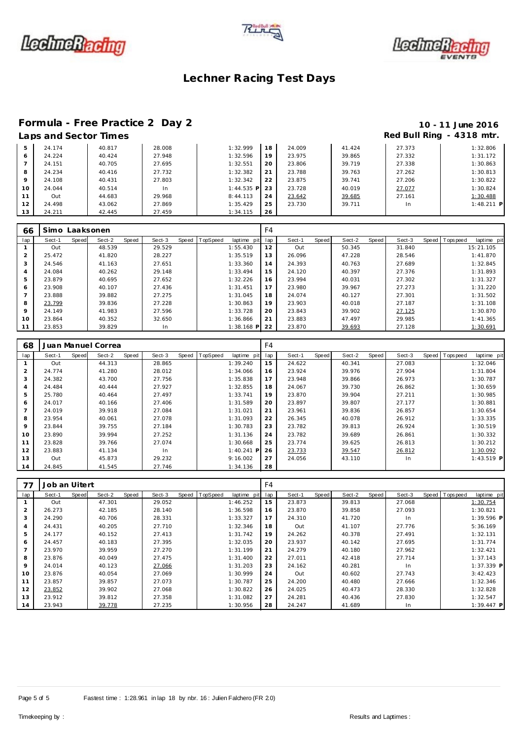# Lechner Racing Test Days

## Formula - Free Practice 2 Day 2

**10 - 11 June 2016**

### Laps and Sector Times

**Red Bull Ring - 4318 mtr.**

| lap | Sect-1 | Speed | Sect-2 | Speed | Sect-3 | Speed | TopSpeed | laptime pit | lap | Sect-1 | Speed | Sect-2 | Speed | Sect-3 | Speed | Topspeed | laptime pit |
|---|---|---|---|---|---|---|---|---|---|---|---|---|---|---|---|---|---|
| 5 | 24.174 | | 40.817 | | 28.008 | | | 1:32.999 | 18 | 24.009 | | 41.424 | | 27.373 | | | 1:32.806 |
| 6 | 24.224 | | 40.424 | | 27.948 | | | 1:32.596 | 19 | 23.975 | | 39.865 | | 27.332 | | | 1:31.172 |
| 7 | 24.151 | | 40.705 | | 27.695 | | | 1:32.551 | 20 | 23.806 | | 39.719 | | 27.338 | | | 1:30.863 |
| 8 | 24.234 | | 40.416 | | 27.732 | | | 1:32.382 | 21 | 23.788 | | 39.763 | | 27.262 | | | 1:30.813 |
| 9 | 24.108 | | 40.431 | | 27.803 | | | 1:32.342 | 22 | 23.875 | | 39.741 | | 27.206 | | | 1:30.822 |
| 10 | 24.044 | | 40.514 | | In | | | 1:44.535 P | 23 | 23.728 | | 40.019 | | 27.077 | | | 1:30.824 |
| 11 | Out | | 44.683 | | 29.968 | | | 8:44.113 | 24 | 23.642 | | 39.685 | | 27.161 | | | 1:30.488 |
| 12 | 24.498 | | 43.062 | | 27.869 | | | 1:35.429 | 25 | 23.730 | | 39.711 | | In | | | 1:48.211 P |
| 13 | 24.211 | | 42.445 | | 27.459 | | | 1:34.115 | 26 | | | | | | | | |

### 66 Simo Laaksonen — F4

| lap | Sect-1 | Speed | Sect-2 | Speed | Sect-3 | Speed | TopSpeed | laptime pit | lap | Sect-1 | Speed | Sect-2 | Speed | Sect-3 | Speed | Topspeed | laptime pit |
|---|---|---|---|---|---|---|---|---|---|---|---|---|---|---|---|---|---|
| 1 | Out | | 48.539 | | 29.529 | | | 1:55.430 | 12 | Out | | 50.345 | | 31.840 | | | 15:21.105 |
| 2 | 25.472 | | 41.820 | | 28.227 | | | 1:35.519 | 13 | 26.096 | | 47.228 | | 28.546 | | | 1:41.870 |
| 3 | 24.546 | | 41.163 | | 27.651 | | | 1:33.360 | 14 | 24.393 | | 40.763 | | 27.689 | | | 1:32.845 |
| 4 | 24.084 | | 40.262 | | 29.148 | | | 1:33.494 | 15 | 24.120 | | 40.397 | | 27.376 | | | 1:31.893 |
| 5 | 23.879 | | 40.695 | | 27.652 | | | 1:32.226 | 16 | 23.994 | | 40.031 | | 27.302 | | | 1:31.327 |
| 6 | 23.908 | | 40.107 | | 27.436 | | | 1:31.451 | 17 | 23.980 | | 39.967 | | 27.273 | | | 1:31.220 |
| 7 | 23.888 | | 39.882 | | 27.275 | | | 1:31.045 | 18 | 24.074 | | 40.127 | | 27.301 | | | 1:31.502 |
| 8 | 23.799 | | 39.836 | | 27.228 | | | 1:30.863 | 19 | 23.903 | | 40.018 | | 27.187 | | | 1:31.108 |
| 9 | 24.149 | | 41.983 | | 27.596 | | | 1:33.728 | 20 | 23.843 | | 39.902 | | 27.125 | | | 1:30.870 |
| 10 | 23.864 | | 40.352 | | 32.650 | | | 1:36.866 | 21 | 23.883 | | 47.497 | | 29.985 | | | 1:41.365 |
| 11 | 23.853 | | 39.829 | | In | | | 1:38.168 P | 22 | 23.870 | | 39.693 | | 27.128 | | | 1:30.691 |

### 68 Juan Manuel Correa — F4

| lap | Sect-1 | Speed | Sect-2 | Speed | Sect-3 | Speed | TopSpeed | laptime pit | lap | Sect-1 | Speed | Sect-2 | Speed | Sect-3 | Speed | Topspeed | laptime pit |
|---|---|---|---|---|---|---|---|---|---|---|---|---|---|---|---|---|---|
| 1 | Out | | 44.313 | | 28.865 | | | 1:39.240 | 15 | 24.622 | | 40.341 | | 27.083 | | | 1:32.046 |
| 2 | 24.774 | | 41.280 | | 28.012 | | | 1:34.066 | 16 | 23.924 | | 39.976 | | 27.904 | | | 1:31.804 |
| 3 | 24.382 | | 43.700 | | 27.756 | | | 1:35.838 | 17 | 23.948 | | 39.866 | | 26.973 | | | 1:30.787 |
| 4 | 24.484 | | 40.444 | | 27.927 | | | 1:32.855 | 18 | 24.067 | | 39.730 | | 26.862 | | | 1:30.659 |
| 5 | 25.780 | | 40.464 | | 27.497 | | | 1:33.741 | 19 | 23.870 | | 39.904 | | 27.211 | | | 1:30.985 |
| 6 | 24.017 | | 40.166 | | 27.406 | | | 1:31.589 | 20 | 23.897 | | 39.807 | | 27.177 | | | 1:30.881 |
| 7 | 24.019 | | 39.918 | | 27.084 | | | 1:31.021 | 21 | 23.961 | | 39.836 | | 26.857 | | | 1:30.654 |
| 8 | 23.954 | | 40.061 | | 27.078 | | | 1:31.093 | 22 | 26.345 | | 40.078 | | 26.912 | | | 1:33.335 |
| 9 | 23.844 | | 39.755 | | 27.184 | | | 1:30.783 | 23 | 23.782 | | 39.813 | | 26.924 | | | 1:30.519 |
| 10 | 23.890 | | 39.994 | | 27.252 | | | 1:31.136 | 24 | 23.782 | | 39.689 | | 26.861 | | | 1:30.332 |
| 11 | 23.828 | | 39.766 | | 27.074 | | | 1:30.668 | 25 | 23.774 | | 39.625 | | 26.813 | | | 1:30.212 |
| 12 | 23.883 | | 41.134 | | In | | | 1:40.241 P | 26 | 23.733 | | 39.547 | | 26.812 | | | 1:30.092 |
| 13 | Out | | 45.873 | | 29.232 | | | 9:16.002 | 27 | 24.056 | | 43.110 | | In | | | 1:43.519 P |
| 14 | 24.845 | | 41.545 | | 27.746 | | | 1:34.136 | 28 | | | | | | | | |

### 77 Job an Uitert — F4

| lap | Sect-1 | Speed | Sect-2 | Speed | Sect-3 | Speed | TopSpeed | laptime pit | lap | Sect-1 | Speed | Sect-2 | Speed | Sect-3 | Speed | Topspeed | laptime pit |
|---|---|---|---|---|---|---|---|---|---|---|---|---|---|---|---|---|---|
| 1 | Out | | 47.301 | | 29.052 | | | 1:46.252 | 15 | 23.873 | | 39.813 | | 27.068 | | | 1:30.754 |
| 2 | 26.273 | | 42.185 | | 28.140 | | | 1:36.598 | 16 | 23.870 | | 39.858 | | 27.093 | | | 1:30.821 |
| 3 | 24.290 | | 40.706 | | 28.331 | | | 1:33.327 | 17 | 24.310 | | 41.720 | | In | | | 1:39.596 P |
| 4 | 24.431 | | 40.205 | | 27.710 | | | 1:32.346 | 18 | Out | | 41.107 | | 27.776 | | | 5:36.169 |
| 5 | 24.177 | | 40.152 | | 27.413 | | | 1:31.742 | 19 | 24.262 | | 40.378 | | 27.491 | | | 1:32.131 |
| 6 | 24.457 | | 40.183 | | 27.395 | | | 1:32.035 | 20 | 23.937 | | 40.142 | | 27.695 | | | 1:31.774 |
| 7 | 23.970 | | 39.959 | | 27.270 | | | 1:31.199 | 21 | 24.279 | | 40.180 | | 27.962 | | | 1:32.421 |
| 8 | 23.876 | | 40.049 | | 27.475 | | | 1:31.400 | 22 | 27.011 | | 42.418 | | 27.714 | | | 1:37.143 |
| 9 | 24.014 | | 40.123 | | 27.066 | | | 1:31.203 | 23 | 24.162 | | 40.281 | | In | | | 1:37.339 P |
| 10 | 23.876 | | 40.054 | | 27.069 | | | 1:30.999 | 24 | Out | | 40.602 | | 27.743 | | | 3:42.423 |
| 11 | 23.857 | | 39.857 | | 27.073 | | | 1:30.787 | 25 | 24.200 | | 40.480 | | 27.666 | | | 1:32.346 |
| 12 | 23.852 | | 39.902 | | 27.068 | | | 1:30.822 | 26 | 24.025 | | 40.473 | | 28.330 | | | 1:32.828 |
| 13 | 23.912 | | 39.812 | | 27.358 | | | 1:31.082 | 27 | 24.281 | | 40.436 | | 27.830 | | | 1:32.547 |
| 14 | 23.943 | | 39.778 | | 27.235 | | | 1:30.956 | 28 | 24.247 | | 41.689 | | In | | | 1:39.447 P |

Fastest time : 1:28.961 in lap 18 by nbr. 16 : Julien Falchero (FR 2.0)

Timekeeping by :

Results and Laptimes :